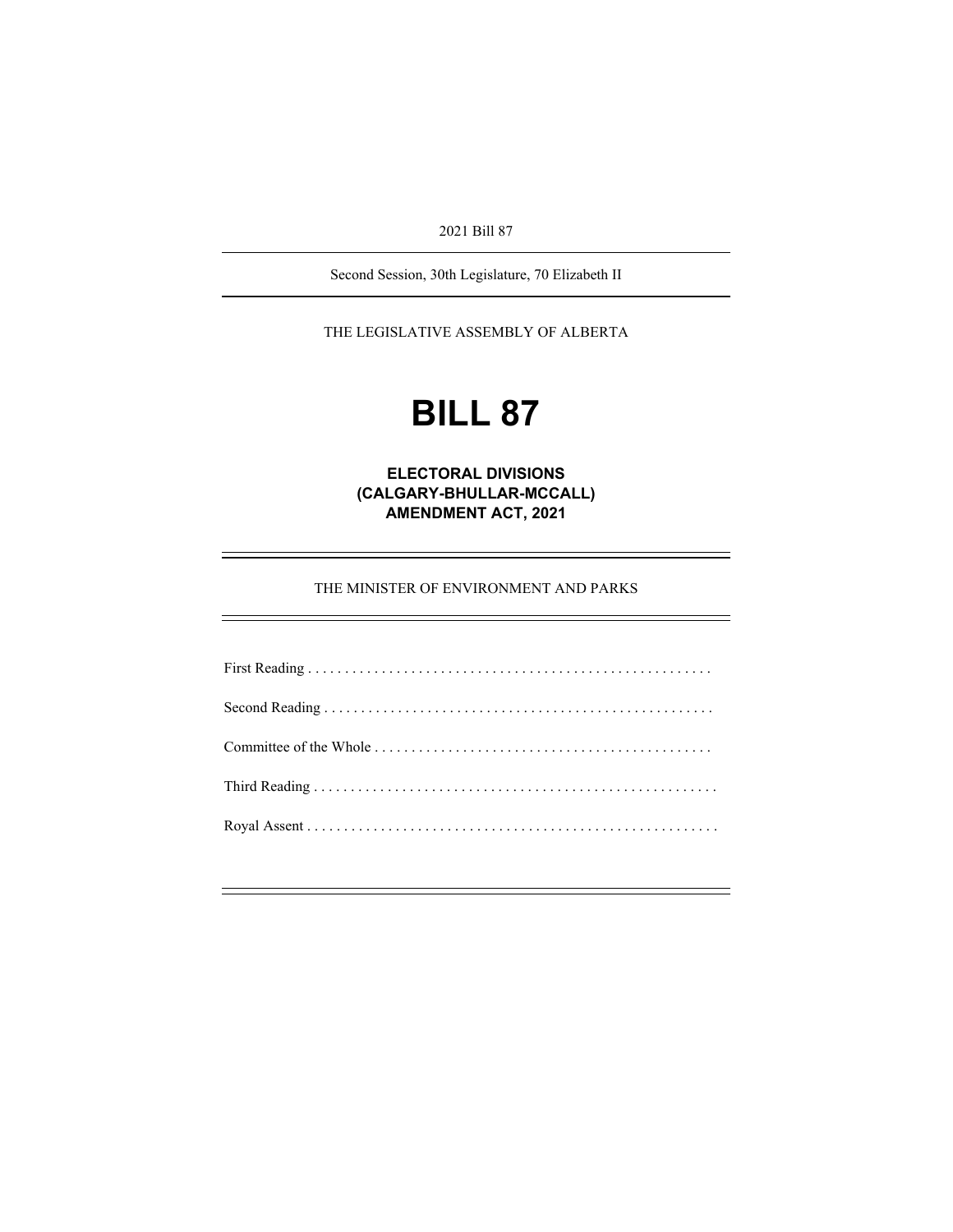2021 Bill 87

---

Second Session, 30th Legislature, 70 Elizabeth II

---

THE LEGISLATIVE ASSEMBLY OF ALBERTA

# BILL 87

## ELECTORAL DIVISIONS (CALGARY-BHULLAR-MCCALL) AMENDMENT ACT, 2021

---

THE MINISTER OF ENVIRONMENT AND PARKS

---

First Reading . . . . . . . . . . . . . . . . . . . . . . . . . . . . . . . . . . . . . . . . . . . . . . . . . . . . . .

Second Reading . . . . . . . . . . . . . . . . . . . . . . . . . . . . . . . . . . . . . . . . . . . . . . . . . . . .

Committee of the Whole . . . . . . . . . . . . . . . . . . . . . . . . . . . . . . . . . . . . . . . . . . . . .

Third Reading . . . . . . . . . . . . . . . . . . . . . . . . . . . . . . . . . . . . . . . . . . . . . . . . . . . . . . .

Royal Assent . . . . . . . . . . . . . . . . . . . . . . . . . . . . . . . . . . . . . . . . . . . . . . . . . . . . . . . .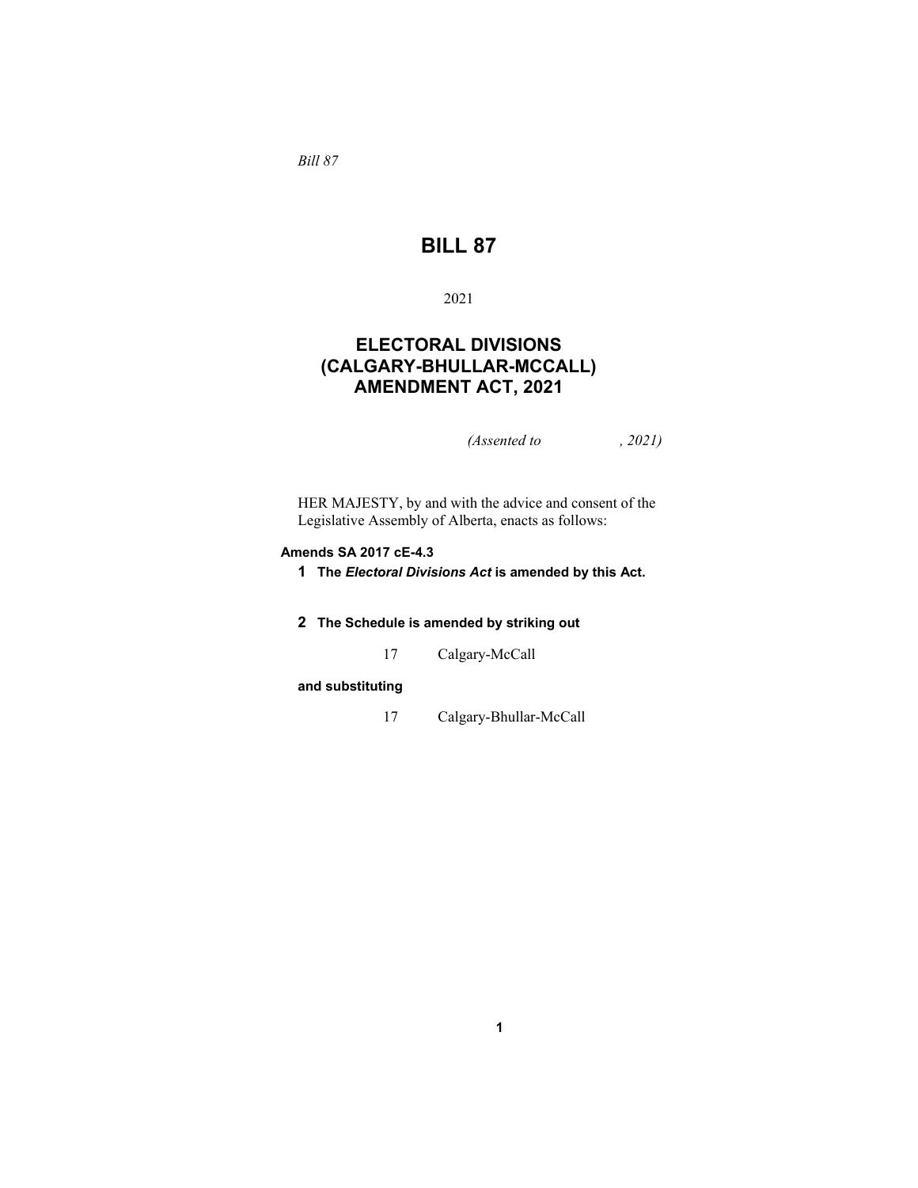*Bill 87*

# BILL 87

2021

## ELECTORAL DIVISIONS (CALGARY-BHULLAR-MCCALL) AMENDMENT ACT, 2021

*(Assented to , 2021)*

HER MAJESTY, by and with the advice and consent of the Legislative Assembly of Alberta, enacts as follows:

**Amends SA 2017 cE-4.3**

**1** **The *Electoral Divisions Act* is amended by this Act.**

**2** **The Schedule is amended by striking out**

17 Calgary-McCall

**and substituting**

17 Calgary-Bhullar-McCall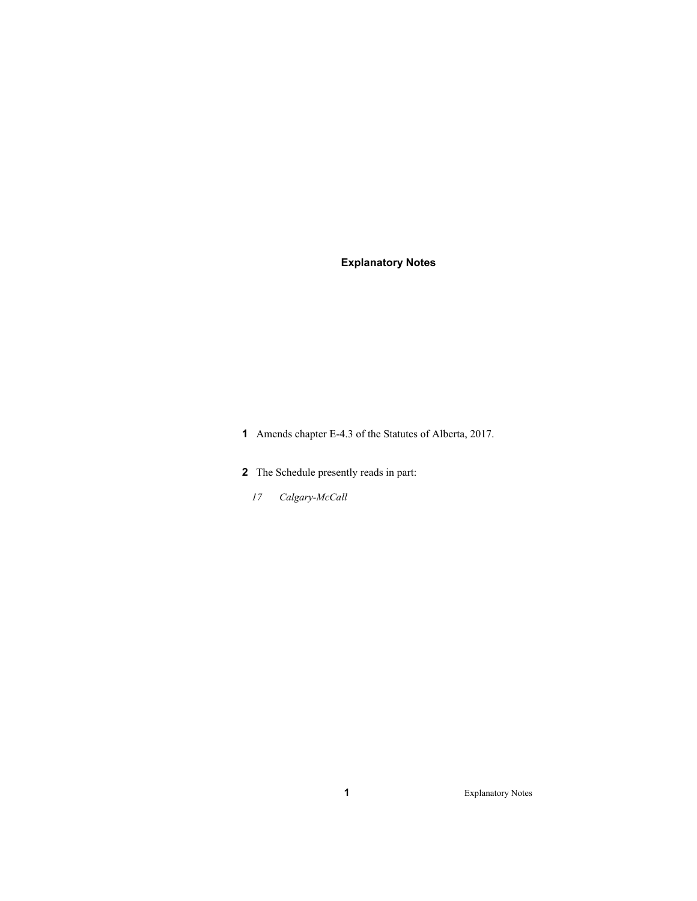## Explanatory Notes

**1** Amends chapter E-4.3 of the Statutes of Alberta, 2017.

**2** The Schedule presently reads in part:

*17 Calgary-McCall*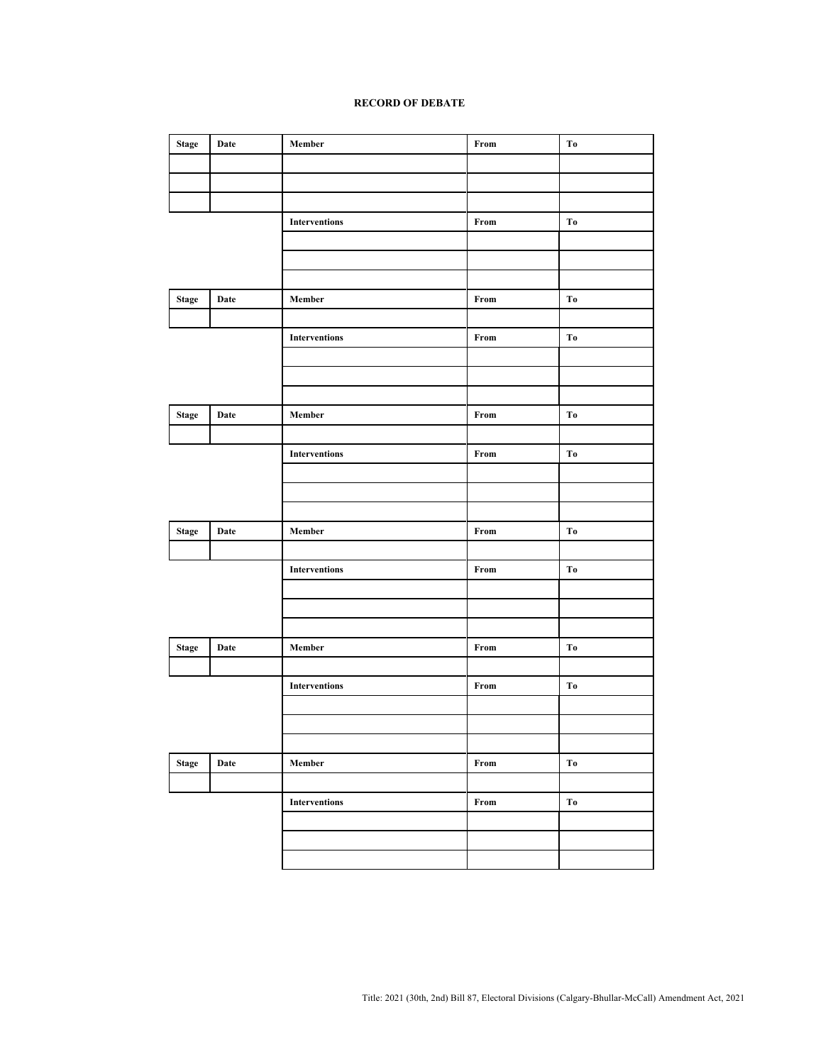**RECORD OF DEBATE**

| Stage | Date | Member | From | To |
|---|---|---|---|---|
| | | | | |
| | | | | |
| | | | | |
| | | **Interventions** | **From** | **To** |
| | | | | |
| | | | | |
| | | | | |
| **Stage** | **Date** | **Member** | **From** | **To** |
| | | | | |
| | | **Interventions** | **From** | **To** |
| | | | | |
| | | | | |
| | | | | |
| **Stage** | **Date** | **Member** | **From** | **To** |
| | | | | |
| | | **Interventions** | **From** | **To** |
| | | | | |
| | | | | |
| | | | | |
| **Stage** | **Date** | **Member** | **From** | **To** |
| | | | | |
| | | **Interventions** | **From** | **To** |
| | | | | |
| | | | | |
| | | | | |
| **Stage** | **Date** | **Member** | **From** | **To** |
| | | | | |
| | | **Interventions** | **From** | **To** |
| | | | | |
| | | | | |
| | | | | |
| **Stage** | **Date** | **Member** | **From** | **To** |
| | | | | |
| | | **Interventions** | **From** | **To** |
| | | | | |
| | | | | |
| | | | | |